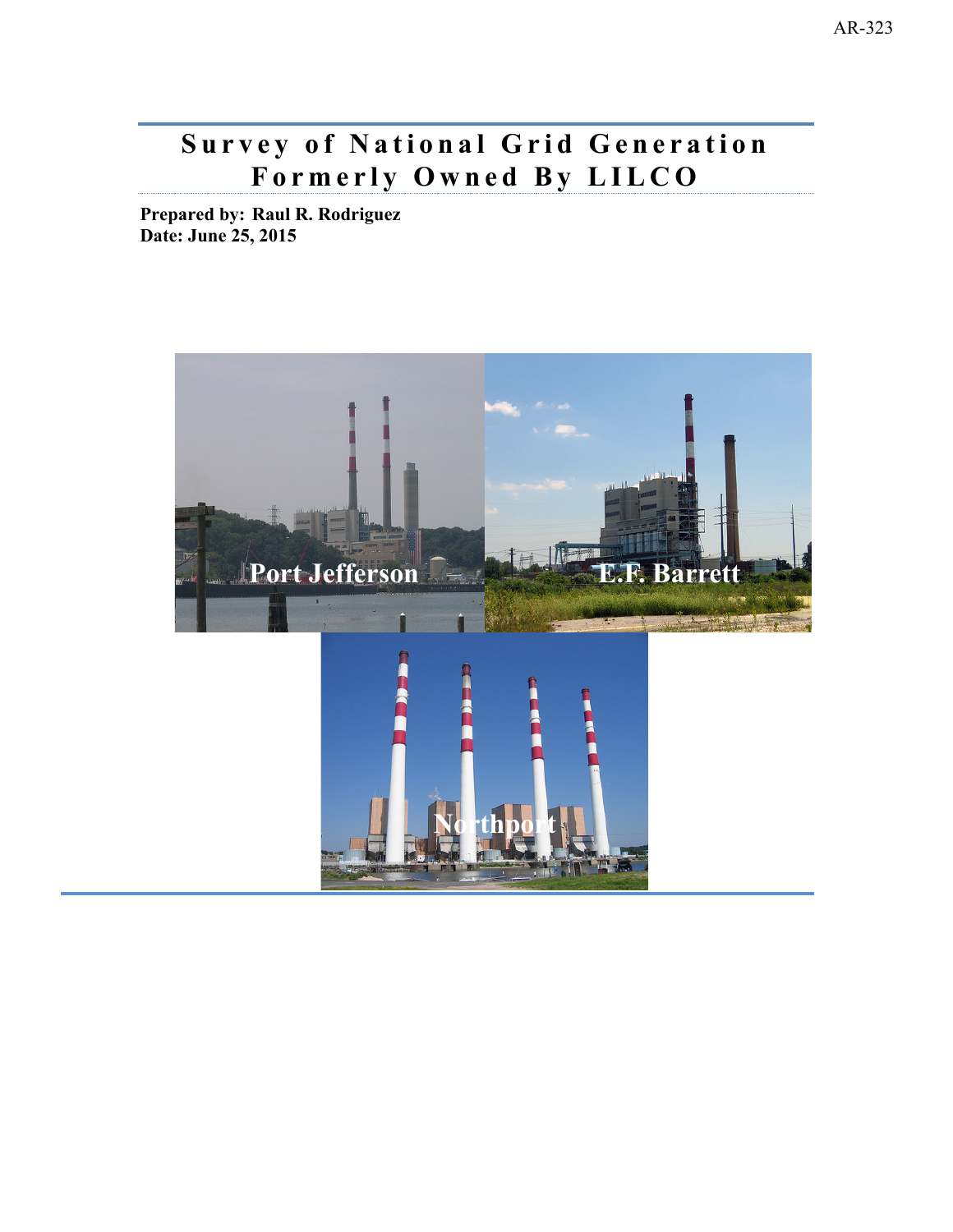AR-323

# Survey of National Grid Generation Formerly Owned By LILCO

**Prepared by: Raul R. Rodriguez**
**Date: June 25, 2015**

Port Jefferson

E.F. Barrett

Northport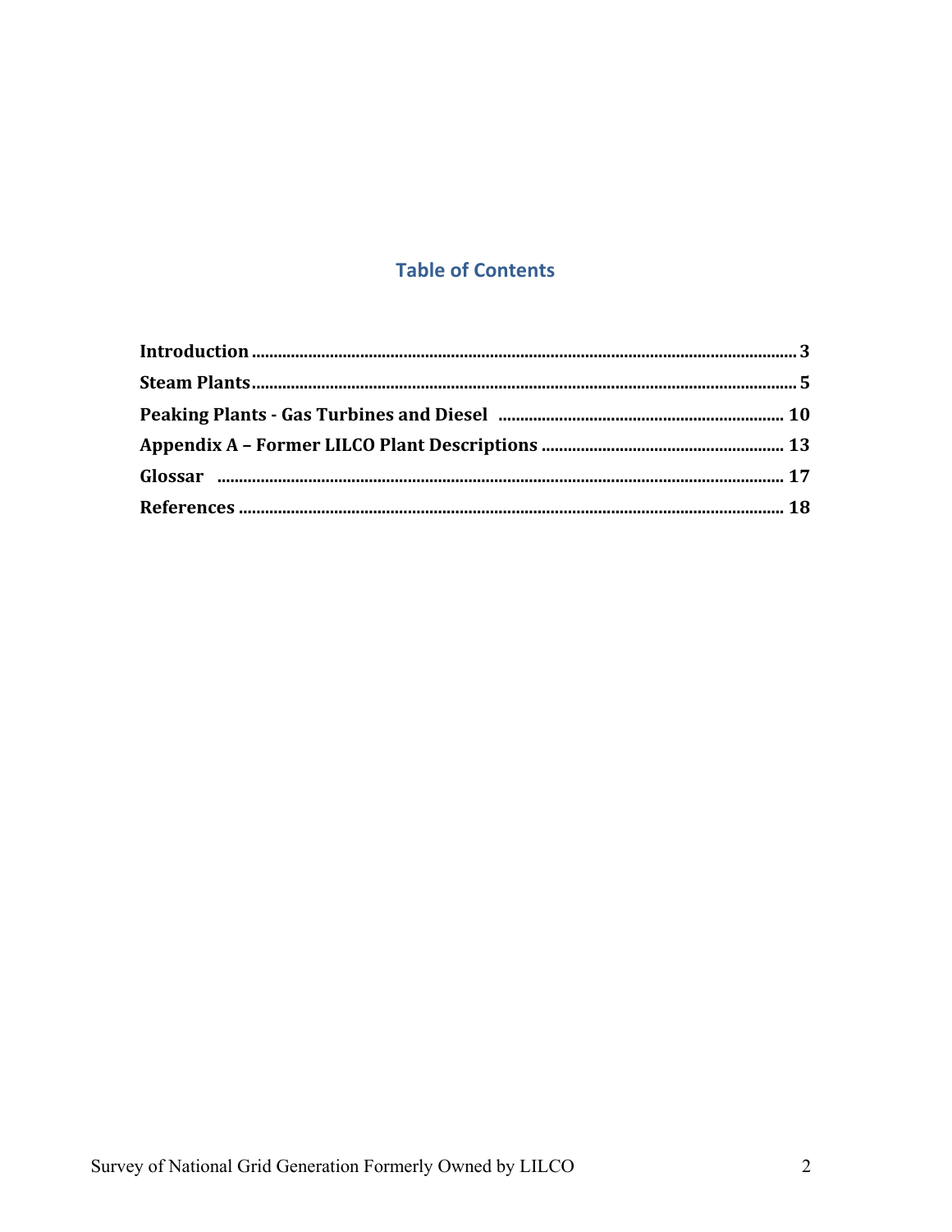## Table of Contents

**Introduction** .......... 3

**Steam Plants** .......... 5

**Peaking Plants - Gas Turbines and Diesel** .......... 10

**Appendix A – Former LILCO Plant Descriptions** .......... 13

**Glossar** .......... 17

**References** .......... 18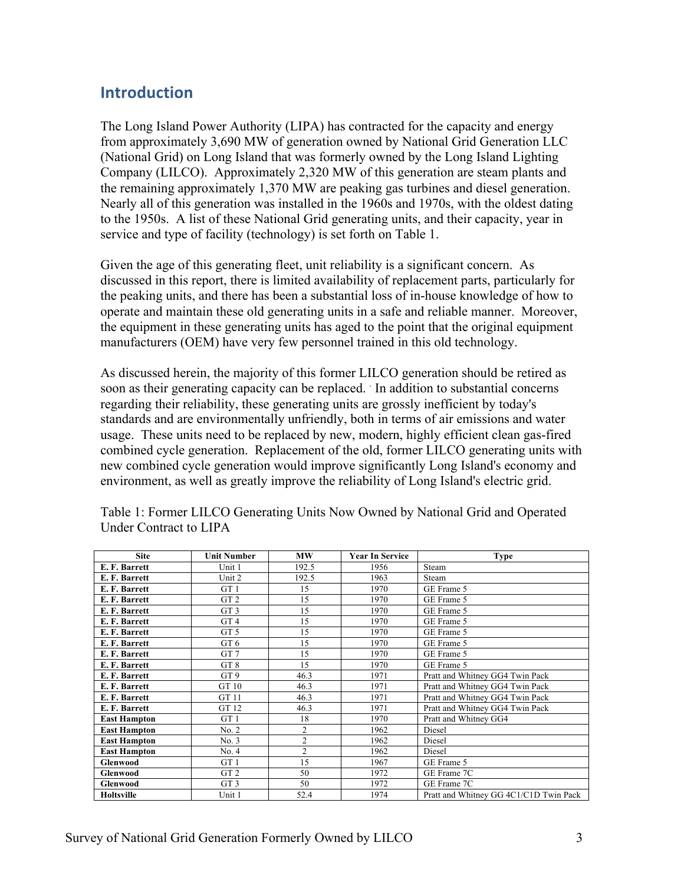## Introduction

The Long Island Power Authority (LIPA) has contracted for the capacity and energy from approximately 3,690 MW of generation owned by National Grid Generation LLC (National Grid) on Long Island that was formerly owned by the Long Island Lighting Company (LILCO). Approximately 2,320 MW of this generation are steam plants and the remaining approximately 1,370 MW are peaking gas turbines and diesel generation. Nearly all of this generation was installed in the 1960s and 1970s, with the oldest dating to the 1950s. A list of these National Grid generating units, and their capacity, year in service and type of facility (technology) is set forth on Table 1.

Given the age of this generating fleet, unit reliability is a significant concern. As discussed in this report, there is limited availability of replacement parts, particularly for the peaking units, and there has been a substantial loss of in-house knowledge of how to operate and maintain these old generating units in a safe and reliable manner. Moreover, the equipment in these generating units has aged to the point that the original equipment manufacturers (OEM) have very few personnel trained in this old technology.

As discussed herein, the majority of this former LILCO generation should be retired as soon as their generating capacity can be replaced. In addition to substantial concerns regarding their reliability, these generating units are grossly inefficient by today's standards and are environmentally unfriendly, both in terms of air emissions and water usage. These units need to be replaced by new, modern, highly efficient clean gas-fired combined cycle generation. Replacement of the old, former LILCO generating units with new combined cycle generation would improve significantly Long Island's economy and environment, as well as greatly improve the reliability of Long Island's electric grid.

Table 1: Former LILCO Generating Units Now Owned by National Grid and Operated Under Contract to LIPA

| Site | Unit Number | MW | Year In Service | Type |
|---|---|---|---|---|
| **E. F. Barrett** | Unit 1 | 192.5 | 1956 | Steam |
| **E. F. Barrett** | Unit 2 | 192.5 | 1963 | Steam |
| **E. F. Barrett** | GT 1 | 15 | 1970 | GE Frame 5 |
| **E. F. Barrett** | GT 2 | 15 | 1970 | GE Frame 5 |
| **E. F. Barrett** | GT 3 | 15 | 1970 | GE Frame 5 |
| **E. F. Barrett** | GT 4 | 15 | 1970 | GE Frame 5 |
| **E. F. Barrett** | GT 5 | 15 | 1970 | GE Frame 5 |
| **E. F. Barrett** | GT 6 | 15 | 1970 | GE Frame 5 |
| **E. F. Barrett** | GT 7 | 15 | 1970 | GE Frame 5 |
| **E. F. Barrett** | GT 8 | 15 | 1970 | GE Frame 5 |
| **E. F. Barrett** | GT 9 | 46.3 | 1971 | Pratt and Whitney GG4 Twin Pack |
| **E. F. Barrett** | GT 10 | 46.3 | 1971 | Pratt and Whitney GG4 Twin Pack |
| **E. F. Barrett** | GT 11 | 46.3 | 1971 | Pratt and Whitney GG4 Twin Pack |
| **E. F. Barrett** | GT 12 | 46.3 | 1971 | Pratt and Whitney GG4 Twin Pack |
| **East Hampton** | GT 1 | 18 | 1970 | Pratt and Whitney GG4 |
| **East Hampton** | No. 2 | 2 | 1962 | Diesel |
| **East Hampton** | No. 3 | 2 | 1962 | Diesel |
| **East Hampton** | No. 4 | 2 | 1962 | Diesel |
| **Glenwood** | GT 1 | 15 | 1967 | GE Frame 5 |
| **Glenwood** | GT 2 | 50 | 1972 | GE Frame 7C |
| **Glenwood** | GT 3 | 50 | 1972 | GE Frame 7C |
| **Holtsville** | Unit 1 | 52.4 | 1974 | Pratt and Whitney GG 4C1/C1D Twin Pack |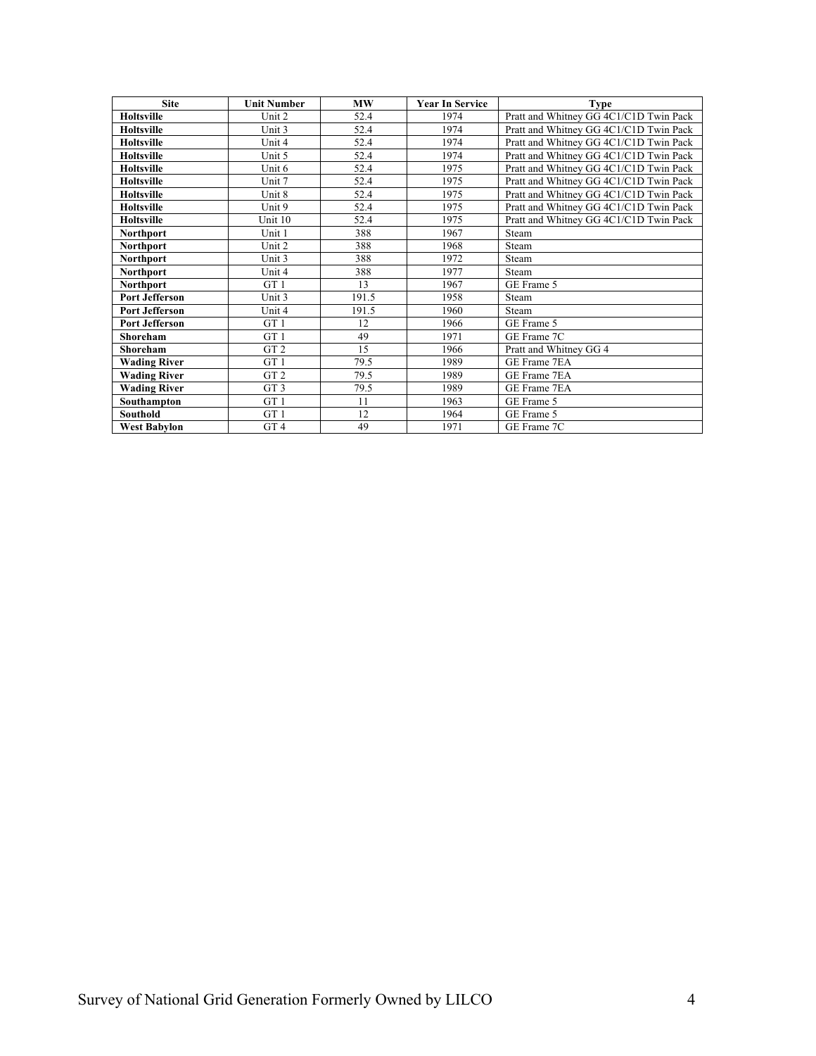| Site | Unit Number | MW | Year In Service | Type |
|---|---|---|---|---|
| **Holtsville** | Unit 2 | 52.4 | 1974 | Pratt and Whitney GG 4C1/C1D Twin Pack |
| **Holtsville** | Unit 3 | 52.4 | 1974 | Pratt and Whitney GG 4C1/C1D Twin Pack |
| **Holtsville** | Unit 4 | 52.4 | 1974 | Pratt and Whitney GG 4C1/C1D Twin Pack |
| **Holtsville** | Unit 5 | 52.4 | 1974 | Pratt and Whitney GG 4C1/C1D Twin Pack |
| **Holtsville** | Unit 6 | 52.4 | 1975 | Pratt and Whitney GG 4C1/C1D Twin Pack |
| **Holtsville** | Unit 7 | 52.4 | 1975 | Pratt and Whitney GG 4C1/C1D Twin Pack |
| **Holtsville** | Unit 8 | 52.4 | 1975 | Pratt and Whitney GG 4C1/C1D Twin Pack |
| **Holtsville** | Unit 9 | 52.4 | 1975 | Pratt and Whitney GG 4C1/C1D Twin Pack |
| **Holtsville** | Unit 10 | 52.4 | 1975 | Pratt and Whitney GG 4C1/C1D Twin Pack |
| **Northport** | Unit 1 | 388 | 1967 | Steam |
| **Northport** | Unit 2 | 388 | 1968 | Steam |
| **Northport** | Unit 3 | 388 | 1972 | Steam |
| **Northport** | Unit 4 | 388 | 1977 | Steam |
| **Northport** | GT 1 | 13 | 1967 | GE Frame 5 |
| **Port Jefferson** | Unit 3 | 191.5 | 1958 | Steam |
| **Port Jefferson** | Unit 4 | 191.5 | 1960 | Steam |
| **Port Jefferson** | GT 1 | 12 | 1966 | GE Frame 5 |
| **Shoreham** | GT 1 | 49 | 1971 | GE Frame 7C |
| **Shoreham** | GT 2 | 15 | 1966 | Pratt and Whitney GG 4 |
| **Wading River** | GT 1 | 79.5 | 1989 | GE Frame 7EA |
| **Wading River** | GT 2 | 79.5 | 1989 | GE Frame 7EA |
| **Wading River** | GT 3 | 79.5 | 1989 | GE Frame 7EA |
| **Southampton** | GT 1 | 11 | 1963 | GE Frame 5 |
| **Southold** | GT 1 | 12 | 1964 | GE Frame 5 |
| **West Babylon** | GT 4 | 49 | 1971 | GE Frame 7C |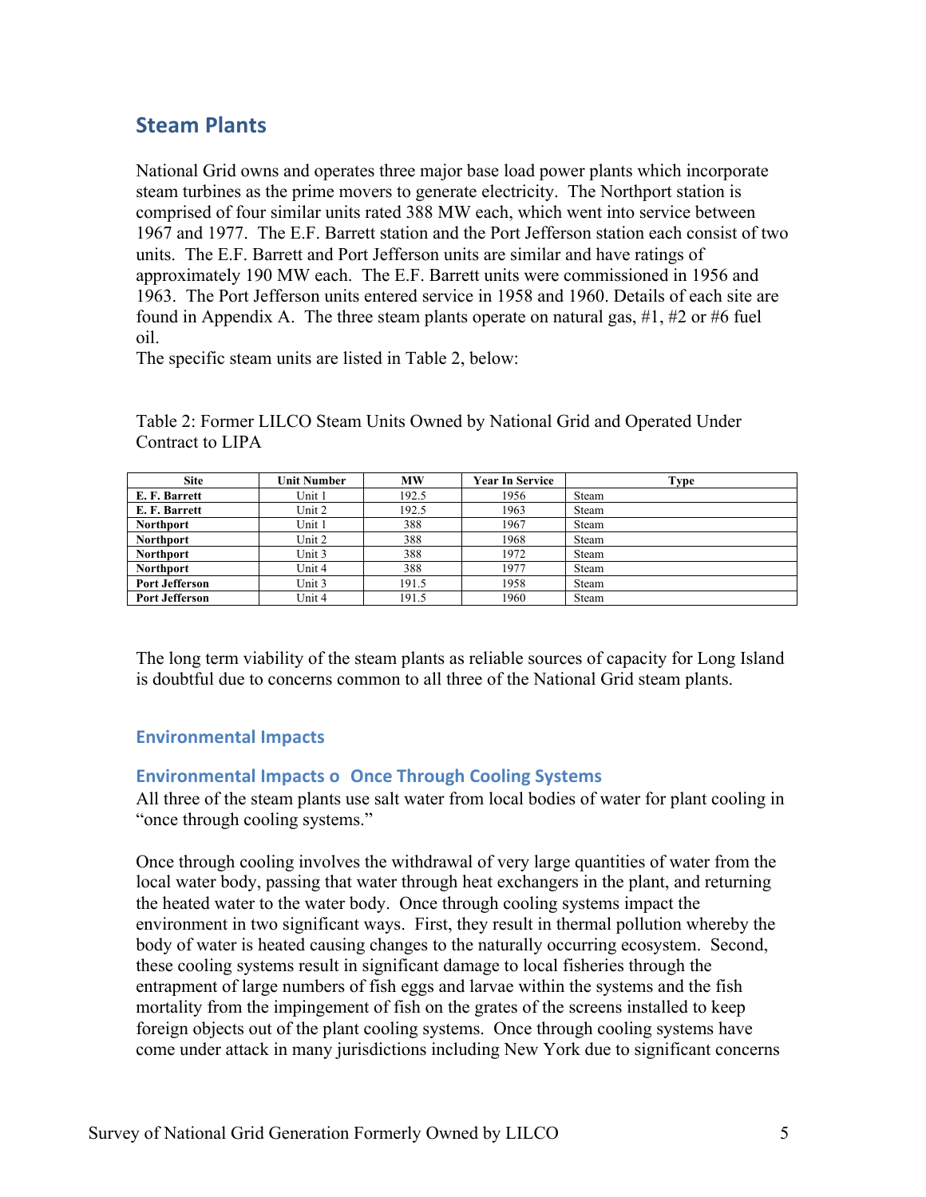## Steam Plants

National Grid owns and operates three major base load power plants which incorporate steam turbines as the prime movers to generate electricity. The Northport station is comprised of four similar units rated 388 MW each, which went into service between 1967 and 1977. The E.F. Barrett station and the Port Jefferson station each consist of two units. The E.F. Barrett and Port Jefferson units are similar and have ratings of approximately 190 MW each. The E.F. Barrett units were commissioned in 1956 and 1963. The Port Jefferson units entered service in 1958 and 1960. Details of each site are found in Appendix A. The three steam plants operate on natural gas, #1, #2 or #6 fuel oil.
The specific steam units are listed in Table 2, below:

Table 2: Former LILCO Steam Units Owned by National Grid and Operated Under Contract to LIPA

| Site | Unit Number | MW | Year In Service | Type |
|---|---|---|---|---|
| **E. F. Barrett** | Unit 1 | 192.5 | 1956 | Steam |
| **E. F. Barrett** | Unit 2 | 192.5 | 1963 | Steam |
| **Northport** | Unit 1 | 388 | 1967 | Steam |
| **Northport** | Unit 2 | 388 | 1968 | Steam |
| **Northport** | Unit 3 | 388 | 1972 | Steam |
| **Northport** | Unit 4 | 388 | 1977 | Steam |
| **Port Jefferson** | Unit 3 | 191.5 | 1958 | Steam |
| **Port Jefferson** | Unit 4 | 191.5 | 1960 | Steam |

The long term viability of the steam plants as reliable sources of capacity for Long Island is doubtful due to concerns common to all three of the National Grid steam plants.

### Environmental Impacts

### Environmental Impacts o Once Through Cooling Systems

All three of the steam plants use salt water from local bodies of water for plant cooling in "once through cooling systems."

Once through cooling involves the withdrawal of very large quantities of water from the local water body, passing that water through heat exchangers in the plant, and returning the heated water to the water body. Once through cooling systems impact the environment in two significant ways. First, they result in thermal pollution whereby the body of water is heated causing changes to the naturally occurring ecosystem. Second, these cooling systems result in significant damage to local fisheries through the entrapment of large numbers of fish eggs and larvae within the systems and the fish mortality from the impingement of fish on the grates of the screens installed to keep foreign objects out of the plant cooling systems. Once through cooling systems have come under attack in many jurisdictions including New York due to significant concerns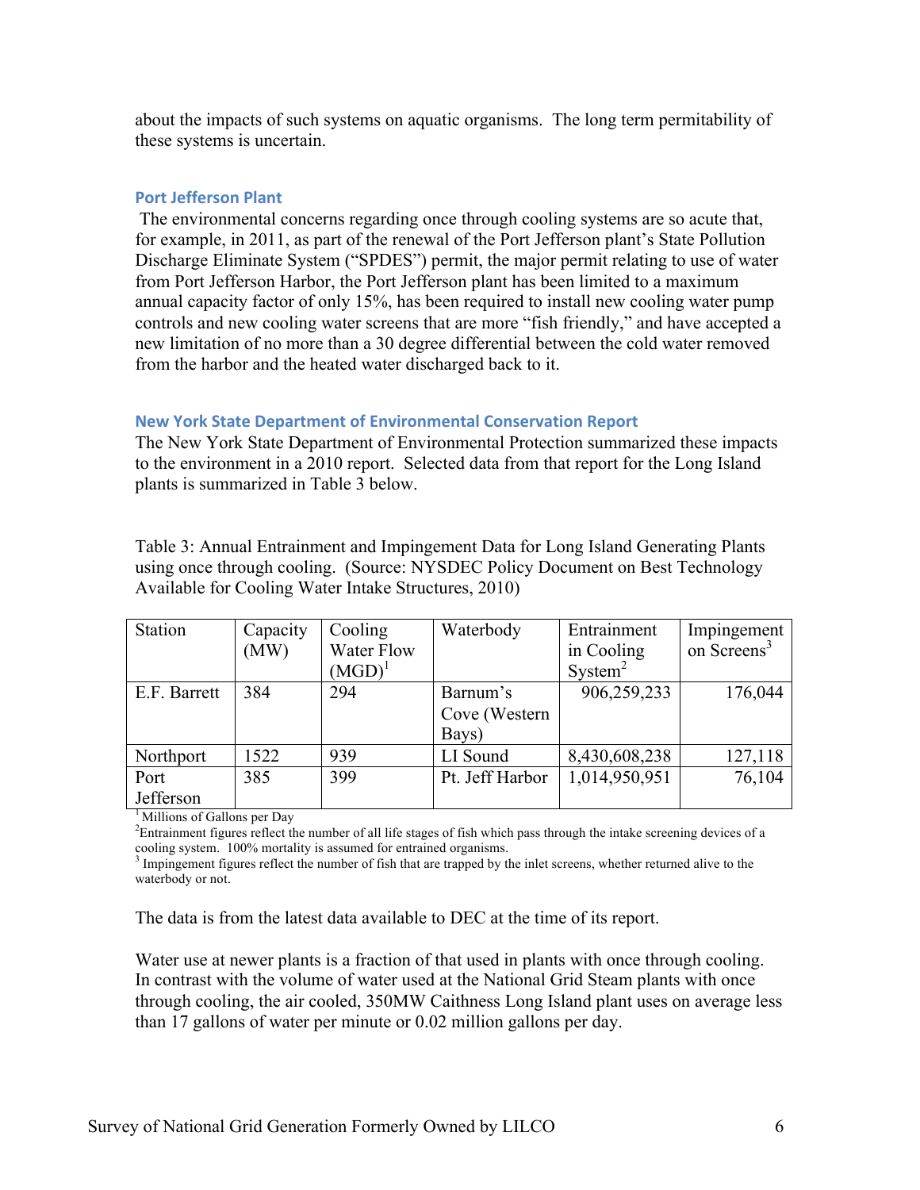about the impacts of such systems on aquatic organisms. The long term permitability of these systems is uncertain.

### Port Jefferson Plant

The environmental concerns regarding once through cooling systems are so acute that, for example, in 2011, as part of the renewal of the Port Jefferson plant's State Pollution Discharge Eliminate System ("SPDES") permit, the major permit relating to use of water from Port Jefferson Harbor, the Port Jefferson plant has been limited to a maximum annual capacity factor of only 15%, has been required to install new cooling water pump controls and new cooling water screens that are more "fish friendly," and have accepted a new limitation of no more than a 30 degree differential between the cold water removed from the harbor and the heated water discharged back to it.

### New York State Department of Environmental Conservation Report

The New York State Department of Environmental Protection summarized these impacts to the environment in a 2010 report. Selected data from that report for the Long Island plants is summarized in Table 3 below.

Table 3: Annual Entrainment and Impingement Data for Long Island Generating Plants using once through cooling. (Source: NYSDEC Policy Document on Best Technology Available for Cooling Water Intake Structures, 2010)

| Station | Capacity (MW) | Cooling Water Flow (MGD)[1] | Waterbody | Entrainment in Cooling System[2] | Impingement on Screens[3] |
|---|---|---|---|---|---|
| E.F. Barrett | 384 | 294 | Barnum's Cove (Western Bays) | 906,259,233 | 176,044 |
| Northport | 1522 | 939 | LI Sound | 8,430,608,238 | 127,118 |
| Port Jefferson | 385 | 399 | Pt. Jeff Harbor | 1,014,950,951 | 76,104 |

[1] Millions of Gallons per Day
[2] Entrainment figures reflect the number of all life stages of fish which pass through the intake screening devices of a cooling system. 100% mortality is assumed for entrained organisms.
[3] Impingement figures reflect the number of fish that are trapped by the inlet screens, whether returned alive to the waterbody or not.

The data is from the latest data available to DEC at the time of its report.

Water use at newer plants is a fraction of that used in plants with once through cooling. In contrast with the volume of water used at the National Grid Steam plants with once through cooling, the air cooled, 350MW Caithness Long Island plant uses on average less than 17 gallons of water per minute or 0.02 million gallons per day.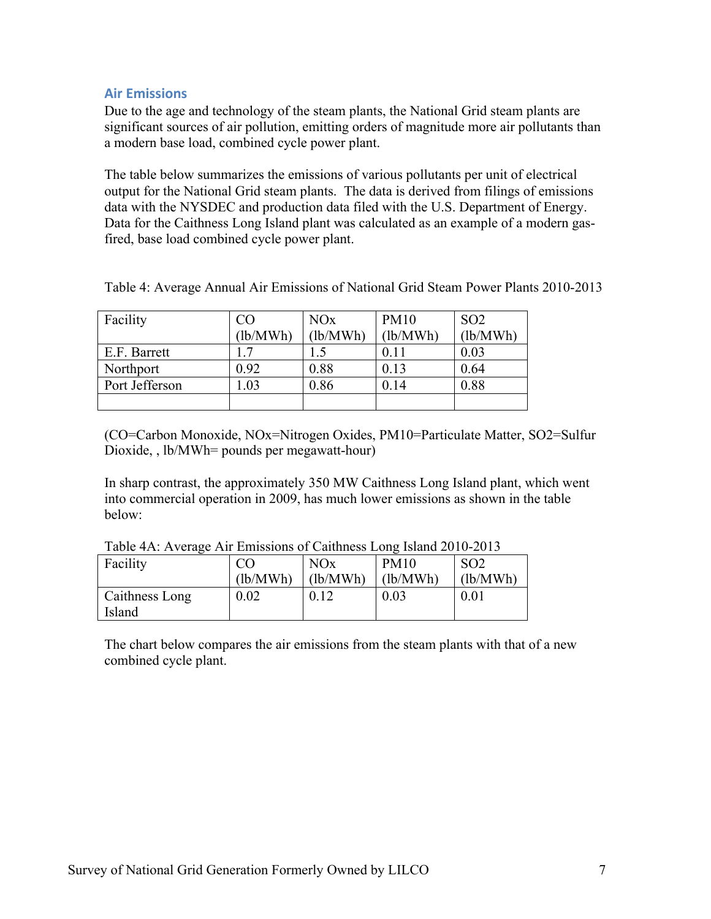## Air Emissions

Due to the age and technology of the steam plants, the National Grid steam plants are significant sources of air pollution, emitting orders of magnitude more air pollutants than a modern base load, combined cycle power plant.

The table below summarizes the emissions of various pollutants per unit of electrical output for the National Grid steam plants. The data is derived from filings of emissions data with the NYSDEC and production data filed with the U.S. Department of Energy. Data for the Caithness Long Island plant was calculated as an example of a modern gas-fired, base load combined cycle power plant.

Table 4: Average Annual Air Emissions of National Grid Steam Power Plants 2010-2013

| Facility | CO (lb/MWh) | NOx (lb/MWh) | PM10 (lb/MWh) | SO2 (lb/MWh) |
|---|---|---|---|---|
| E.F. Barrett | 1.7 | 1.5 | 0.11 | 0.03 |
| Northport | 0.92 | 0.88 | 0.13 | 0.64 |
| Port Jefferson | 1.03 | 0.86 | 0.14 | 0.88 |
| | | | | |

(CO=Carbon Monoxide, NOx=Nitrogen Oxides, PM10=Particulate Matter, SO2=Sulfur Dioxide, , lb/MWh= pounds per megawatt-hour)

In sharp contrast, the approximately 350 MW Caithness Long Island plant, which went into commercial operation in 2009, has much lower emissions as shown in the table below:

Table 4A: Average Air Emissions of Caithness Long Island 2010-2013

| Facility | CO (lb/MWh) | NOx (lb/MWh) | PM10 (lb/MWh) | SO2 (lb/MWh) |
|---|---|---|---|---|
| Caithness Long Island | 0.02 | 0.12 | 0.03 | 0.01 |

The chart below compares the air emissions from the steam plants with that of a new combined cycle plant.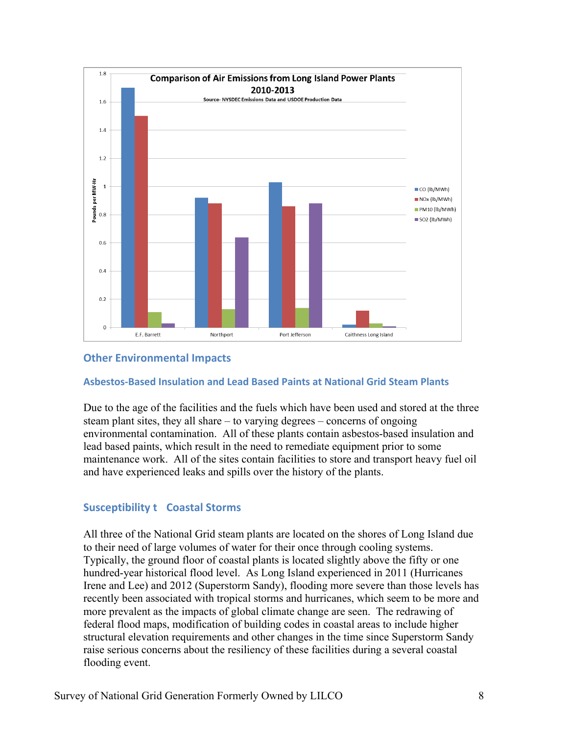**Comparison of Air Emissions from Long Island Power Plants 2010-2013**

Source- NYSDEC Emissions Data and USDOE Production Data

## Other Environmental Impacts

### Asbestos-Based Insulation and Lead Based Paints at National Grid Steam Plants

Due to the age of the facilities and the fuels which have been used and stored at the three steam plant sites, they all share – to varying degrees – concerns of ongoing environmental contamination. All of these plants contain asbestos-based insulation and lead based paints, which result in the need to remediate equipment prior to some maintenance work. All of the sites contain facilities to store and transport heavy fuel oil and have experienced leaks and spills over the history of the plants.

### Susceptibility t Coastal Storms

All three of the National Grid steam plants are located on the shores of Long Island due to their need of large volumes of water for their once through cooling systems. Typically, the ground floor of coastal plants is located slightly above the fifty or one hundred-year historical flood level. As Long Island experienced in 2011 (Hurricanes Irene and Lee) and 2012 (Superstorm Sandy), flooding more severe than those levels has recently been associated with tropical storms and hurricanes, which seem to be more and more prevalent as the impacts of global climate change are seen. The redrawing of federal flood maps, modification of building codes in coastal areas to include higher structural elevation requirements and other changes in the time since Superstorm Sandy raise serious concerns about the resiliency of these facilities during a several coastal flooding event.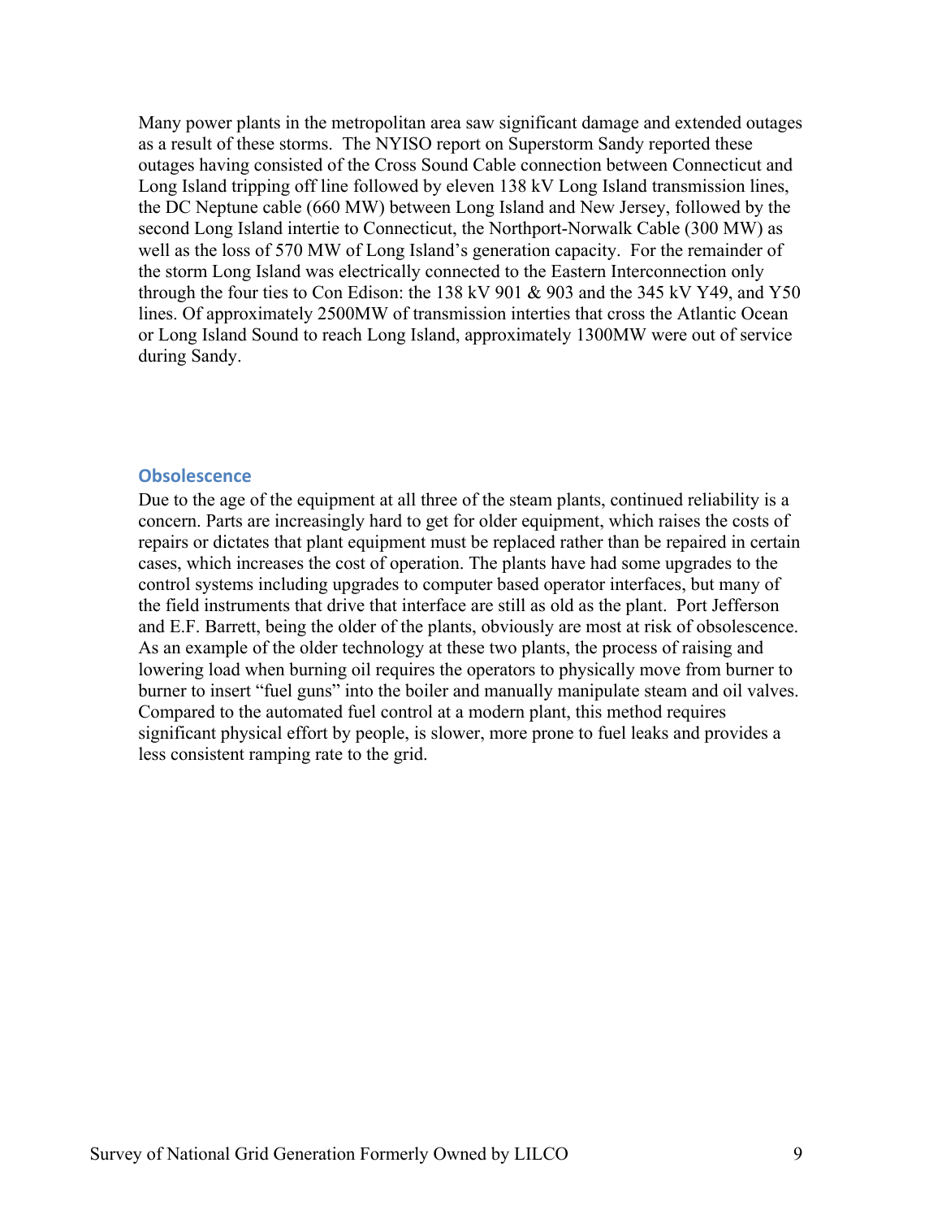Many power plants in the metropolitan area saw significant damage and extended outages as a result of these storms. The NYISO report on Superstorm Sandy reported these outages having consisted of the Cross Sound Cable connection between Connecticut and Long Island tripping off line followed by eleven 138 kV Long Island transmission lines, the DC Neptune cable (660 MW) between Long Island and New Jersey, followed by the second Long Island intertie to Connecticut, the Northport-Norwalk Cable (300 MW) as well as the loss of 570 MW of Long Island's generation capacity. For the remainder of the storm Long Island was electrically connected to the Eastern Interconnection only through the four ties to Con Edison: the 138 kV 901 & 903 and the 345 kV Y49, and Y50 lines. Of approximately 2500MW of transmission interties that cross the Atlantic Ocean or Long Island Sound to reach Long Island, approximately 1300MW were out of service during Sandy.

### Obsolescence

Due to the age of the equipment at all three of the steam plants, continued reliability is a concern. Parts are increasingly hard to get for older equipment, which raises the costs of repairs or dictates that plant equipment must be replaced rather than be repaired in certain cases, which increases the cost of operation. The plants have had some upgrades to the control systems including upgrades to computer based operator interfaces, but many of the field instruments that drive that interface are still as old as the plant. Port Jefferson and E.F. Barrett, being the older of the plants, obviously are most at risk of obsolescence. As an example of the older technology at these two plants, the process of raising and lowering load when burning oil requires the operators to physically move from burner to burner to insert "fuel guns" into the boiler and manually manipulate steam and oil valves. Compared to the automated fuel control at a modern plant, this method requires significant physical effort by people, is slower, more prone to fuel leaks and provides a less consistent ramping rate to the grid.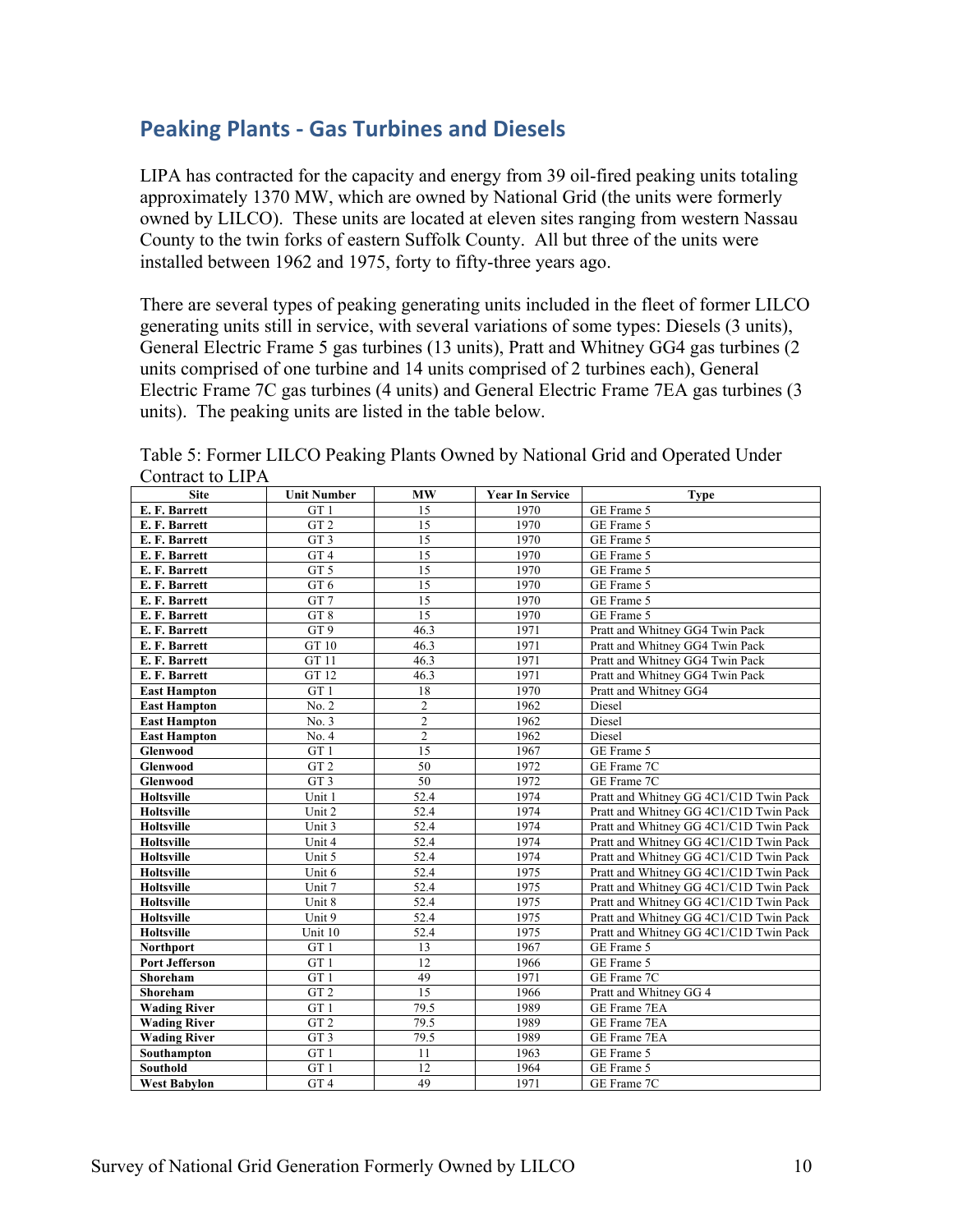## Peaking Plants - Gas Turbines and Diesels

LIPA has contracted for the capacity and energy from 39 oil-fired peaking units totaling approximately 1370 MW, which are owned by National Grid (the units were formerly owned by LILCO). These units are located at eleven sites ranging from western Nassau County to the twin forks of eastern Suffolk County. All but three of the units were installed between 1962 and 1975, forty to fifty-three years ago.

There are several types of peaking generating units included in the fleet of former LILCO generating units still in service, with several variations of some types: Diesels (3 units), General Electric Frame 5 gas turbines (13 units), Pratt and Whitney GG4 gas turbines (2 units comprised of one turbine and 14 units comprised of 2 turbines each), General Electric Frame 7C gas turbines (4 units) and General Electric Frame 7EA gas turbines (3 units). The peaking units are listed in the table below.

Table 5: Former LILCO Peaking Plants Owned by National Grid and Operated Under Contract to LIPA

| Site | Unit Number | MW | Year In Service | Type |
|---|---|---|---|---|
| **E. F. Barrett** | GT 1 | 15 | 1970 | GE Frame 5 |
| **E. F. Barrett** | GT 2 | 15 | 1970 | GE Frame 5 |
| **E. F. Barrett** | GT 3 | 15 | 1970 | GE Frame 5 |
| **E. F. Barrett** | GT 4 | 15 | 1970 | GE Frame 5 |
| **E. F. Barrett** | GT 5 | 15 | 1970 | GE Frame 5 |
| **E. F. Barrett** | GT 6 | 15 | 1970 | GE Frame 5 |
| **E. F. Barrett** | GT 7 | 15 | 1970 | GE Frame 5 |
| **E. F. Barrett** | GT 8 | 15 | 1970 | GE Frame 5 |
| **E. F. Barrett** | GT 9 | 46.3 | 1971 | Pratt and Whitney GG4 Twin Pack |
| **E. F. Barrett** | GT 10 | 46.3 | 1971 | Pratt and Whitney GG4 Twin Pack |
| **E. F. Barrett** | GT 11 | 46.3 | 1971 | Pratt and Whitney GG4 Twin Pack |
| **E. F. Barrett** | GT 12 | 46.3 | 1971 | Pratt and Whitney GG4 Twin Pack |
| **East Hampton** | GT 1 | 18 | 1970 | Pratt and Whitney GG4 |
| **East Hampton** | No. 2 | 2 | 1962 | Diesel |
| **East Hampton** | No. 3 | 2 | 1962 | Diesel |
| **East Hampton** | No. 4 | 2 | 1962 | Diesel |
| **Glenwood** | GT 1 | 15 | 1967 | GE Frame 5 |
| **Glenwood** | GT 2 | 50 | 1972 | GE Frame 7C |
| **Glenwood** | GT 3 | 50 | 1972 | GE Frame 7C |
| **Holtsville** | Unit 1 | 52.4 | 1974 | Pratt and Whitney GG 4C1/C1D Twin Pack |
| **Holtsville** | Unit 2 | 52.4 | 1974 | Pratt and Whitney GG 4C1/C1D Twin Pack |
| **Holtsville** | Unit 3 | 52.4 | 1974 | Pratt and Whitney GG 4C1/C1D Twin Pack |
| **Holtsville** | Unit 4 | 52.4 | 1974 | Pratt and Whitney GG 4C1/C1D Twin Pack |
| **Holtsville** | Unit 5 | 52.4 | 1974 | Pratt and Whitney GG 4C1/C1D Twin Pack |
| **Holtsville** | Unit 6 | 52.4 | 1975 | Pratt and Whitney GG 4C1/C1D Twin Pack |
| **Holtsville** | Unit 7 | 52.4 | 1975 | Pratt and Whitney GG 4C1/C1D Twin Pack |
| **Holtsville** | Unit 8 | 52.4 | 1975 | Pratt and Whitney GG 4C1/C1D Twin Pack |
| **Holtsville** | Unit 9 | 52.4 | 1975 | Pratt and Whitney GG 4C1/C1D Twin Pack |
| **Holtsville** | Unit 10 | 52.4 | 1975 | Pratt and Whitney GG 4C1/C1D Twin Pack |
| **Northport** | GT 1 | 13 | 1967 | GE Frame 5 |
| **Port Jefferson** | GT 1 | 12 | 1966 | GE Frame 5 |
| **Shoreham** | GT 1 | 49 | 1971 | GE Frame 7C |
| **Shoreham** | GT 2 | 15 | 1966 | Pratt and Whitney GG 4 |
| **Wading River** | GT 1 | 79.5 | 1989 | GE Frame 7EA |
| **Wading River** | GT 2 | 79.5 | 1989 | GE Frame 7EA |
| **Wading River** | GT 3 | 79.5 | 1989 | GE Frame 7EA |
| **Southampton** | GT 1 | 11 | 1963 | GE Frame 5 |
| **Southold** | GT 1 | 12 | 1964 | GE Frame 5 |
| **West Babylon** | GT 4 | 49 | 1971 | GE Frame 7C |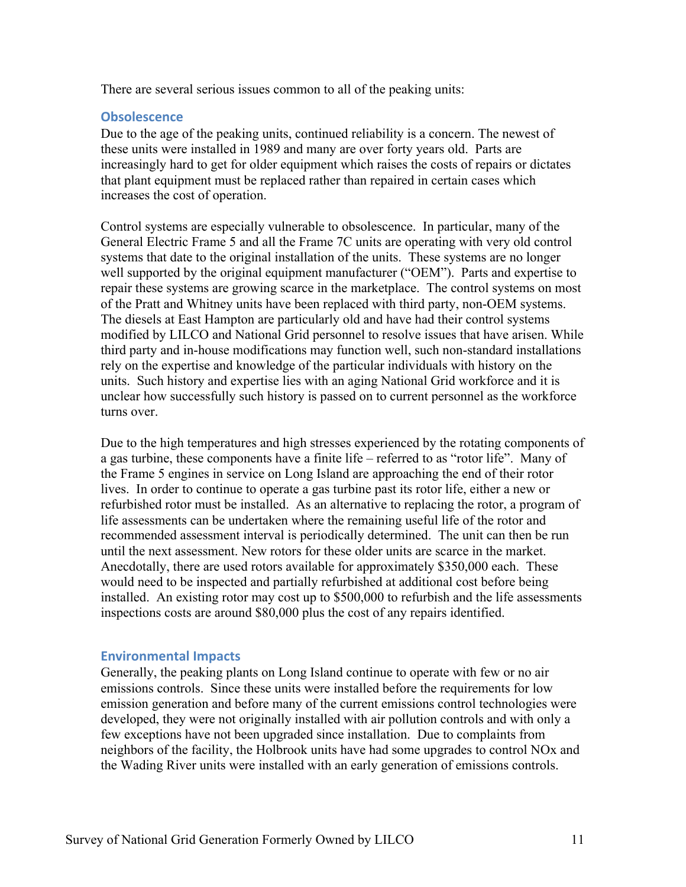There are several serious issues common to all of the peaking units:

## Obsolescence

Due to the age of the peaking units, continued reliability is a concern. The newest of these units were installed in 1989 and many are over forty years old. Parts are increasingly hard to get for older equipment which raises the costs of repairs or dictates that plant equipment must be replaced rather than repaired in certain cases which increases the cost of operation.

Control systems are especially vulnerable to obsolescence. In particular, many of the General Electric Frame 5 and all the Frame 7C units are operating with very old control systems that date to the original installation of the units. These systems are no longer well supported by the original equipment manufacturer ("OEM"). Parts and expertise to repair these systems are growing scarce in the marketplace. The control systems on most of the Pratt and Whitney units have been replaced with third party, non-OEM systems. The diesels at East Hampton are particularly old and have had their control systems modified by LILCO and National Grid personnel to resolve issues that have arisen. While third party and in-house modifications may function well, such non-standard installations rely on the expertise and knowledge of the particular individuals with history on the units. Such history and expertise lies with an aging National Grid workforce and it is unclear how successfully such history is passed on to current personnel as the workforce turns over.

Due to the high temperatures and high stresses experienced by the rotating components of a gas turbine, these components have a finite life – referred to as "rotor life". Many of the Frame 5 engines in service on Long Island are approaching the end of their rotor lives. In order to continue to operate a gas turbine past its rotor life, either a new or refurbished rotor must be installed. As an alternative to replacing the rotor, a program of life assessments can be undertaken where the remaining useful life of the rotor and recommended assessment interval is periodically determined. The unit can then be run until the next assessment. New rotors for these older units are scarce in the market. Anecdotally, there are used rotors available for approximately $350,000 each. These would need to be inspected and partially refurbished at additional cost before being installed. An existing rotor may cost up to $500,000 to refurbish and the life assessments inspections costs are around $80,000 plus the cost of any repairs identified.

## Environmental Impacts

Generally, the peaking plants on Long Island continue to operate with few or no air emissions controls. Since these units were installed before the requirements for low emission generation and before many of the current emissions control technologies were developed, they were not originally installed with air pollution controls and with only a few exceptions have not been upgraded since installation. Due to complaints from neighbors of the facility, the Holbrook units have had some upgrades to control NOx and the Wading River units were installed with an early generation of emissions controls.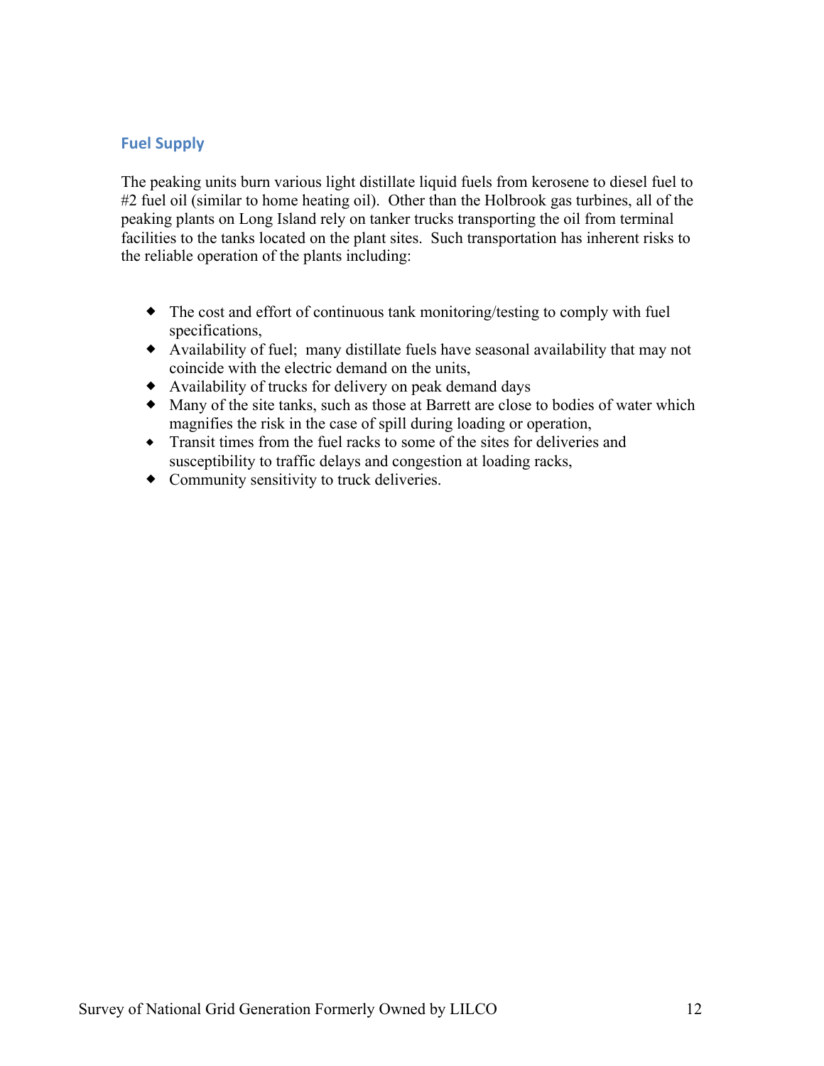## Fuel Supply

The peaking units burn various light distillate liquid fuels from kerosene to diesel fuel to #2 fuel oil (similar to home heating oil). Other than the Holbrook gas turbines, all of the peaking plants on Long Island rely on tanker trucks transporting the oil from terminal facilities to the tanks located on the plant sites. Such transportation has inherent risks to the reliable operation of the plants including:

- The cost and effort of continuous tank monitoring/testing to comply with fuel specifications,
- Availability of fuel; many distillate fuels have seasonal availability that may not coincide with the electric demand on the units,
- Availability of trucks for delivery on peak demand days
- Many of the site tanks, such as those at Barrett are close to bodies of water which magnifies the risk in the case of spill during loading or operation,
- Transit times from the fuel racks to some of the sites for deliveries and susceptibility to traffic delays and congestion at loading racks,
- Community sensitivity to truck deliveries.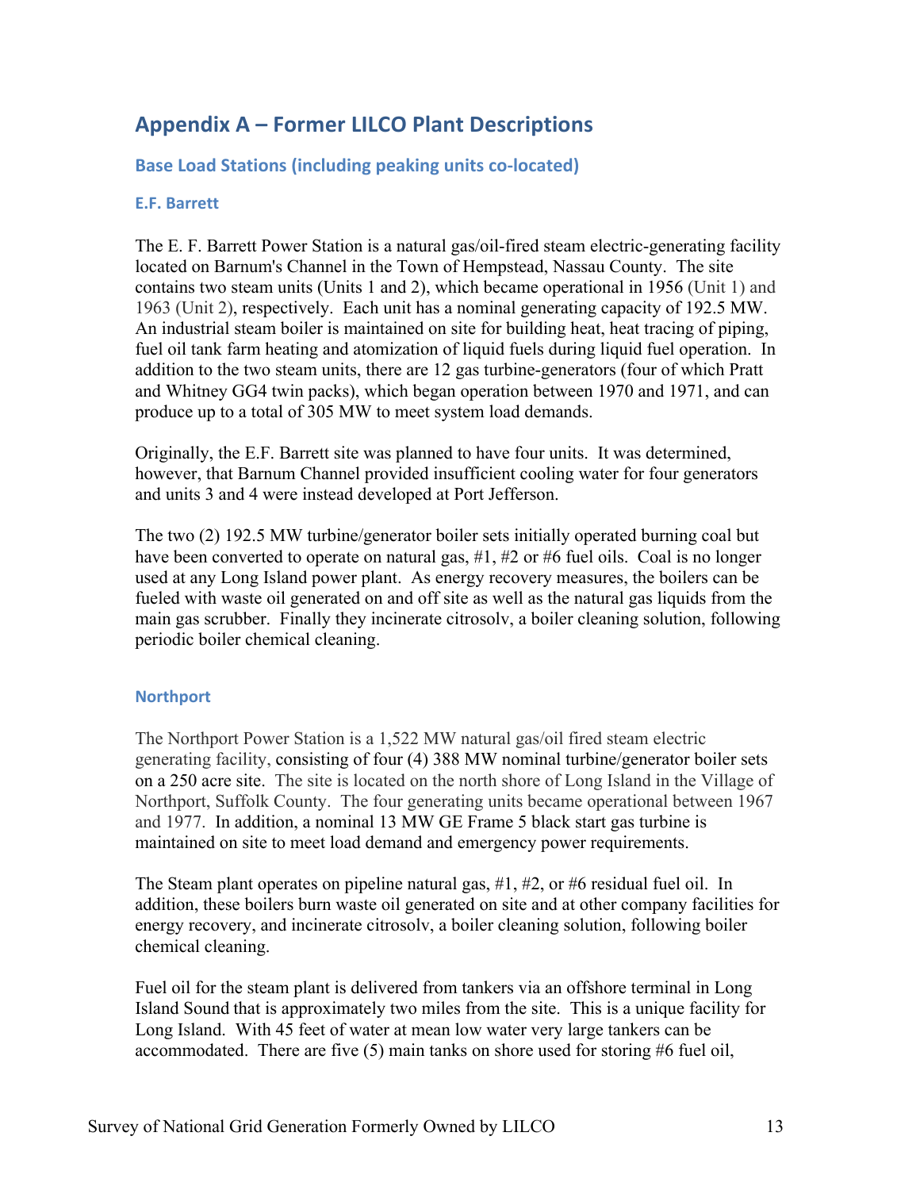## Appendix A – Former LILCO Plant Descriptions

### Base Load Stations (including peaking units co-located)

#### E.F. Barrett

The E. F. Barrett Power Station is a natural gas/oil-fired steam electric-generating facility located on Barnum's Channel in the Town of Hempstead, Nassau County. The site contains two steam units (Units 1 and 2), which became operational in 1956 (Unit 1) and 1963 (Unit 2), respectively. Each unit has a nominal generating capacity of 192.5 MW. An industrial steam boiler is maintained on site for building heat, heat tracing of piping, fuel oil tank farm heating and atomization of liquid fuels during liquid fuel operation. In addition to the two steam units, there are 12 gas turbine-generators (four of which Pratt and Whitney GG4 twin packs), which began operation between 1970 and 1971, and can produce up to a total of 305 MW to meet system load demands.

Originally, the E.F. Barrett site was planned to have four units. It was determined, however, that Barnum Channel provided insufficient cooling water for four generators and units 3 and 4 were instead developed at Port Jefferson.

The two (2) 192.5 MW turbine/generator boiler sets initially operated burning coal but have been converted to operate on natural gas, #1, #2 or #6 fuel oils. Coal is no longer used at any Long Island power plant. As energy recovery measures, the boilers can be fueled with waste oil generated on and off site as well as the natural gas liquids from the main gas scrubber. Finally they incinerate citrosolv, a boiler cleaning solution, following periodic boiler chemical cleaning.

#### Northport

The Northport Power Station is a 1,522 MW natural gas/oil fired steam electric generating facility, consisting of four (4) 388 MW nominal turbine/generator boiler sets on a 250 acre site. The site is located on the north shore of Long Island in the Village of Northport, Suffolk County. The four generating units became operational between 1967 and 1977. In addition, a nominal 13 MW GE Frame 5 black start gas turbine is maintained on site to meet load demand and emergency power requirements.

The Steam plant operates on pipeline natural gas, #1, #2, or #6 residual fuel oil. In addition, these boilers burn waste oil generated on site and at other company facilities for energy recovery, and incinerate citrosolv, a boiler cleaning solution, following boiler chemical cleaning.

Fuel oil for the steam plant is delivered from tankers via an offshore terminal in Long Island Sound that is approximately two miles from the site. This is a unique facility for Long Island. With 45 feet of water at mean low water very large tankers can be accommodated. There are five (5) main tanks on shore used for storing #6 fuel oil,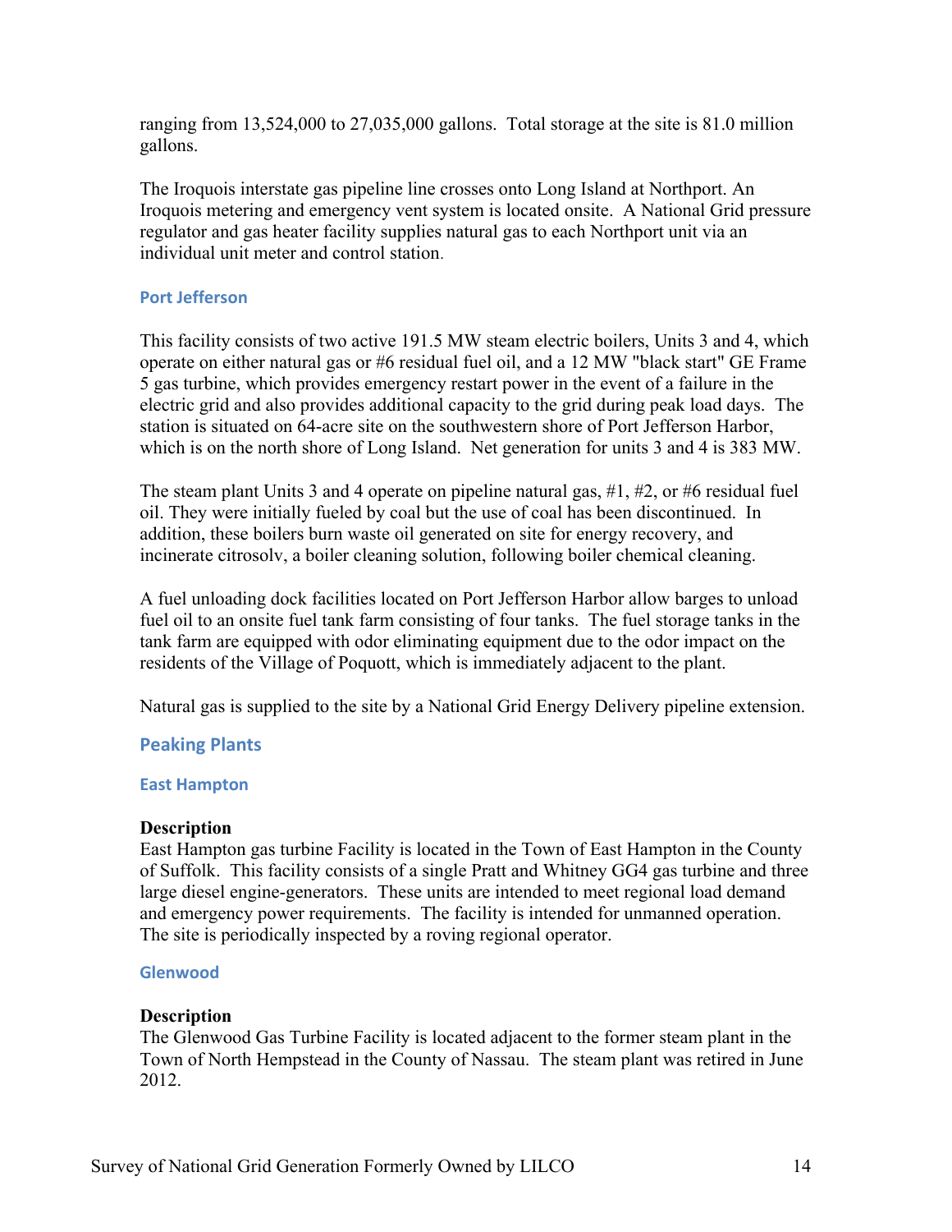ranging from 13,524,000 to 27,035,000 gallons. Total storage at the site is 81.0 million gallons.

The Iroquois interstate gas pipeline line crosses onto Long Island at Northport. An Iroquois metering and emergency vent system is located onsite. A National Grid pressure regulator and gas heater facility supplies natural gas to each Northport unit via an individual unit meter and control station.

### Port Jefferson

This facility consists of two active 191.5 MW steam electric boilers, Units 3 and 4, which operate on either natural gas or #6 residual fuel oil, and a 12 MW "black start" GE Frame 5 gas turbine, which provides emergency restart power in the event of a failure in the electric grid and also provides additional capacity to the grid during peak load days. The station is situated on 64-acre site on the southwestern shore of Port Jefferson Harbor, which is on the north shore of Long Island. Net generation for units 3 and 4 is 383 MW.

The steam plant Units 3 and 4 operate on pipeline natural gas, #1, #2, or #6 residual fuel oil. They were initially fueled by coal but the use of coal has been discontinued. In addition, these boilers burn waste oil generated on site for energy recovery, and incinerate citrosolv, a boiler cleaning solution, following boiler chemical cleaning.

A fuel unloading dock facilities located on Port Jefferson Harbor allow barges to unload fuel oil to an onsite fuel tank farm consisting of four tanks. The fuel storage tanks in the tank farm are equipped with odor eliminating equipment due to the odor impact on the residents of the Village of Poquott, which is immediately adjacent to the plant.

Natural gas is supplied to the site by a National Grid Energy Delivery pipeline extension.

## Peaking Plants

### East Hampton

**Description**
East Hampton gas turbine Facility is located in the Town of East Hampton in the County of Suffolk. This facility consists of a single Pratt and Whitney GG4 gas turbine and three large diesel engine-generators. These units are intended to meet regional load demand and emergency power requirements. The facility is intended for unmanned operation. The site is periodically inspected by a roving regional operator.

### Glenwood

**Description**
The Glenwood Gas Turbine Facility is located adjacent to the former steam plant in the Town of North Hempstead in the County of Nassau. The steam plant was retired in June 2012.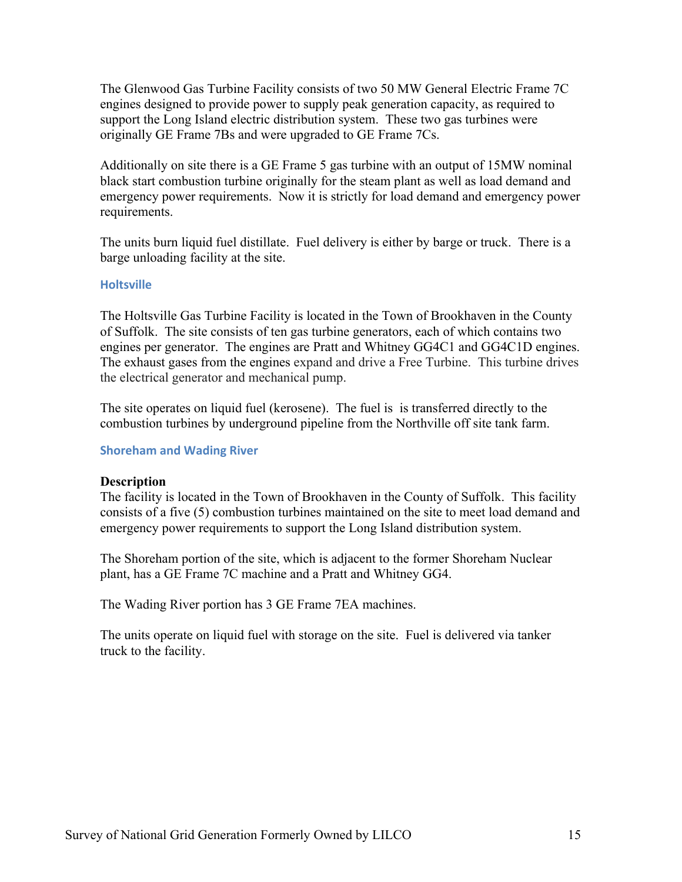The Glenwood Gas Turbine Facility consists of two 50 MW General Electric Frame 7C engines designed to provide power to supply peak generation capacity, as required to support the Long Island electric distribution system. These two gas turbines were originally GE Frame 7Bs and were upgraded to GE Frame 7Cs.

Additionally on site there is a GE Frame 5 gas turbine with an output of 15MW nominal black start combustion turbine originally for the steam plant as well as load demand and emergency power requirements. Now it is strictly for load demand and emergency power requirements.

The units burn liquid fuel distillate. Fuel delivery is either by barge or truck. There is a barge unloading facility at the site.

### Holtsville

The Holtsville Gas Turbine Facility is located in the Town of Brookhaven in the County of Suffolk. The site consists of ten gas turbine generators, each of which contains two engines per generator. The engines are Pratt and Whitney GG4C1 and GG4C1D engines. The exhaust gases from the engines expand and drive a Free Turbine. This turbine drives the electrical generator and mechanical pump.

The site operates on liquid fuel (kerosene). The fuel is is transferred directly to the combustion turbines by underground pipeline from the Northville off site tank farm.

### Shoreham and Wading River

**Description**

The facility is located in the Town of Brookhaven in the County of Suffolk. This facility consists of a five (5) combustion turbines maintained on the site to meet load demand and emergency power requirements to support the Long Island distribution system.

The Shoreham portion of the site, which is adjacent to the former Shoreham Nuclear plant, has a GE Frame 7C machine and a Pratt and Whitney GG4.

The Wading River portion has 3 GE Frame 7EA machines.

The units operate on liquid fuel with storage on the site. Fuel is delivered via tanker truck to the facility.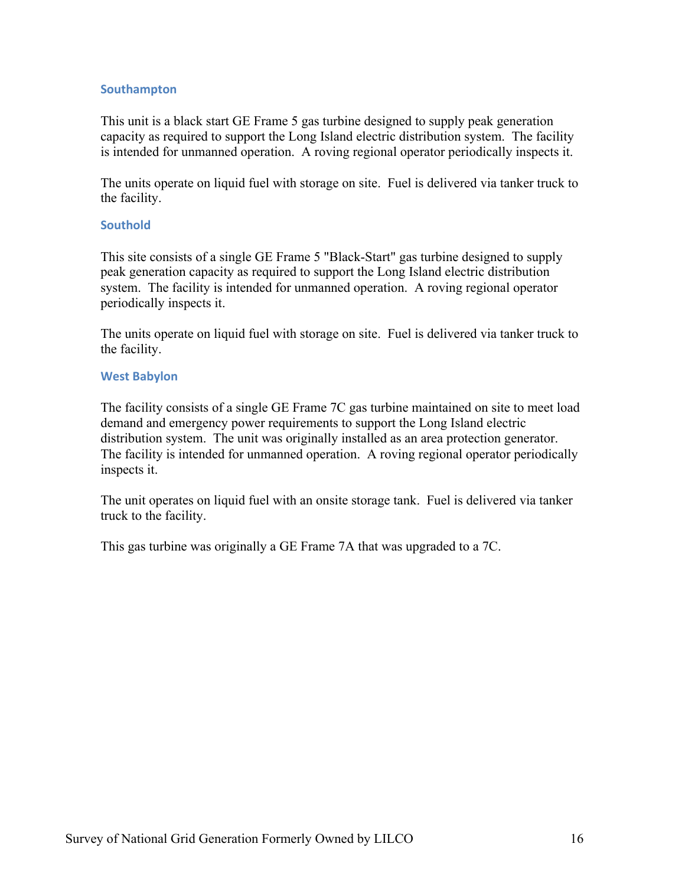### Southampton

This unit is a black start GE Frame 5 gas turbine designed to supply peak generation capacity as required to support the Long Island electric distribution system. The facility is intended for unmanned operation. A roving regional operator periodically inspects it.

The units operate on liquid fuel with storage on site. Fuel is delivered via tanker truck to the facility.

### Southold

This site consists of a single GE Frame 5 "Black-Start" gas turbine designed to supply peak generation capacity as required to support the Long Island electric distribution system. The facility is intended for unmanned operation. A roving regional operator periodically inspects it.

The units operate on liquid fuel with storage on site. Fuel is delivered via tanker truck to the facility.

### West Babylon

The facility consists of a single GE Frame 7C gas turbine maintained on site to meet load demand and emergency power requirements to support the Long Island electric distribution system. The unit was originally installed as an area protection generator. The facility is intended for unmanned operation. A roving regional operator periodically inspects it.

The unit operates on liquid fuel with an onsite storage tank. Fuel is delivered via tanker truck to the facility.

This gas turbine was originally a GE Frame 7A that was upgraded to a 7C.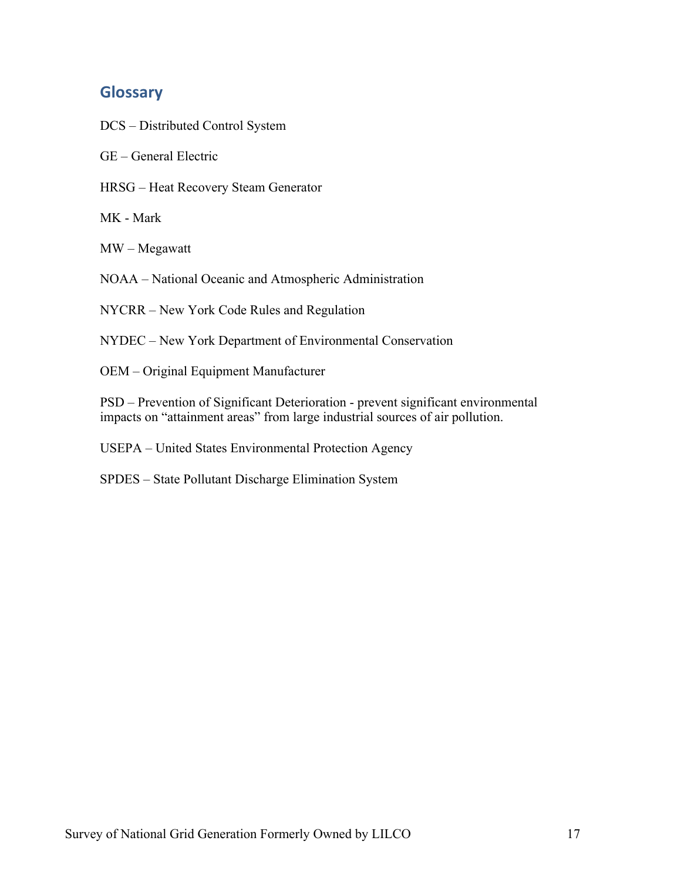## Glossary

DCS – Distributed Control System

GE – General Electric

HRSG – Heat Recovery Steam Generator

MK - Mark

MW – Megawatt

NOAA – National Oceanic and Atmospheric Administration

NYCRR – New York Code Rules and Regulation

NYDEC – New York Department of Environmental Conservation

OEM – Original Equipment Manufacturer

PSD – Prevention of Significant Deterioration - prevent significant environmental impacts on "attainment areas" from large industrial sources of air pollution.

USEPA – United States Environmental Protection Agency

SPDES – State Pollutant Discharge Elimination System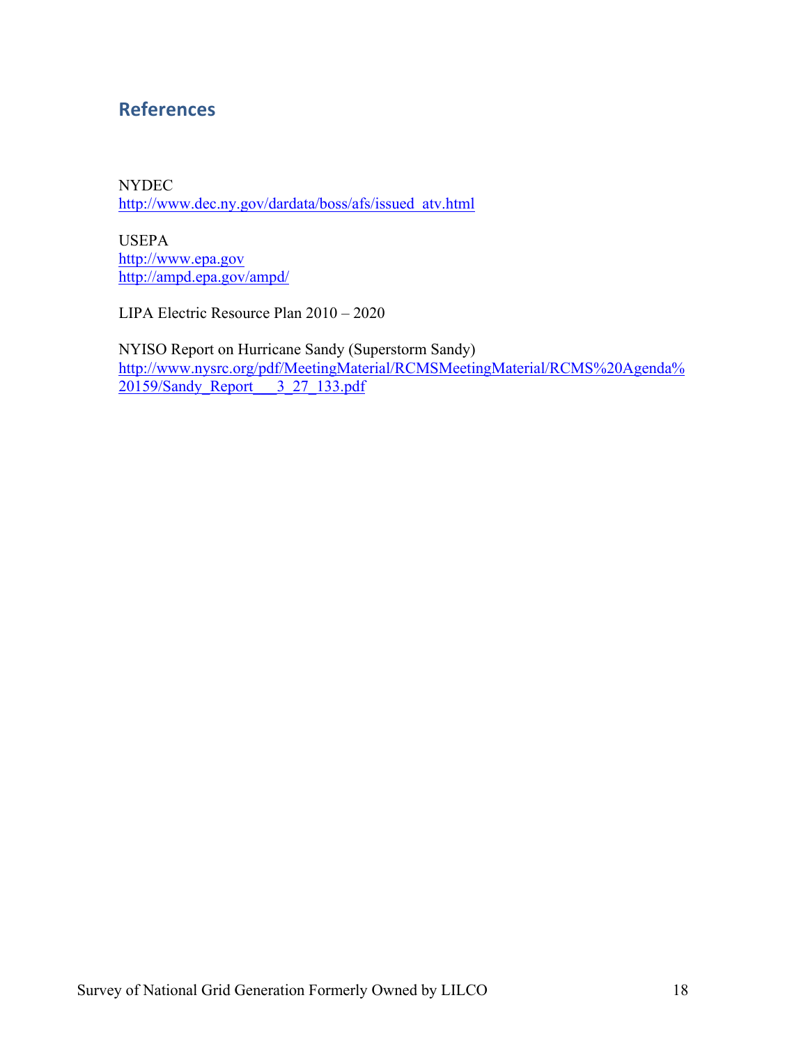## References

NYDEC
http://www.dec.ny.gov/dardata/boss/afs/issued_atv.html

USEPA
http://www.epa.gov
http://ampd.epa.gov/ampd/

LIPA Electric Resource Plan 2010 – 2020

NYISO Report on Hurricane Sandy (Superstorm Sandy)
http://www.nysrc.org/pdf/MeetingMaterial/RCMSMeetingMaterial/RCMS%20Agenda%20159/Sandy_Report___3_27_133.pdf